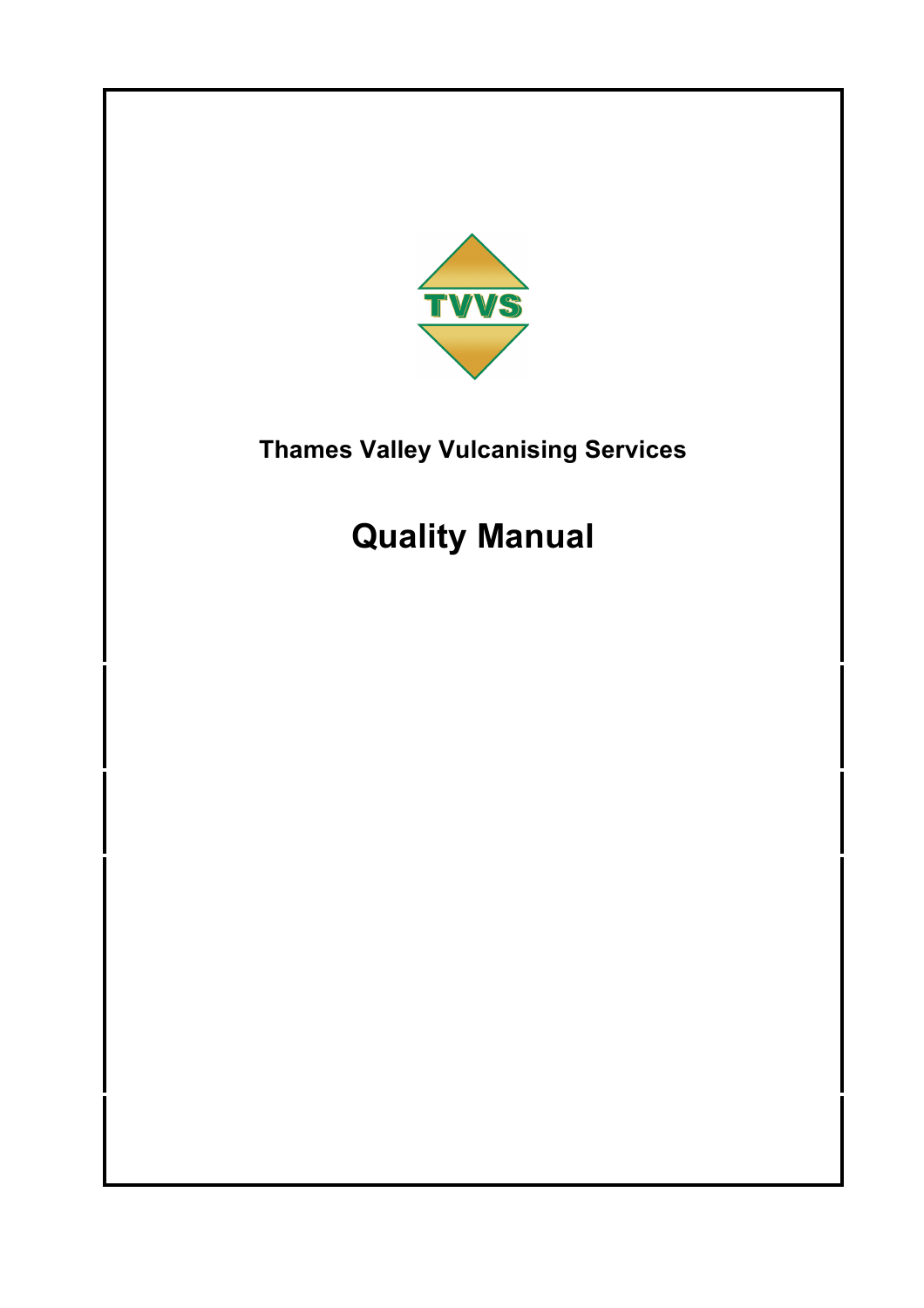TVVS

**Thames Valley Vulcanising Services**

# Quality Manual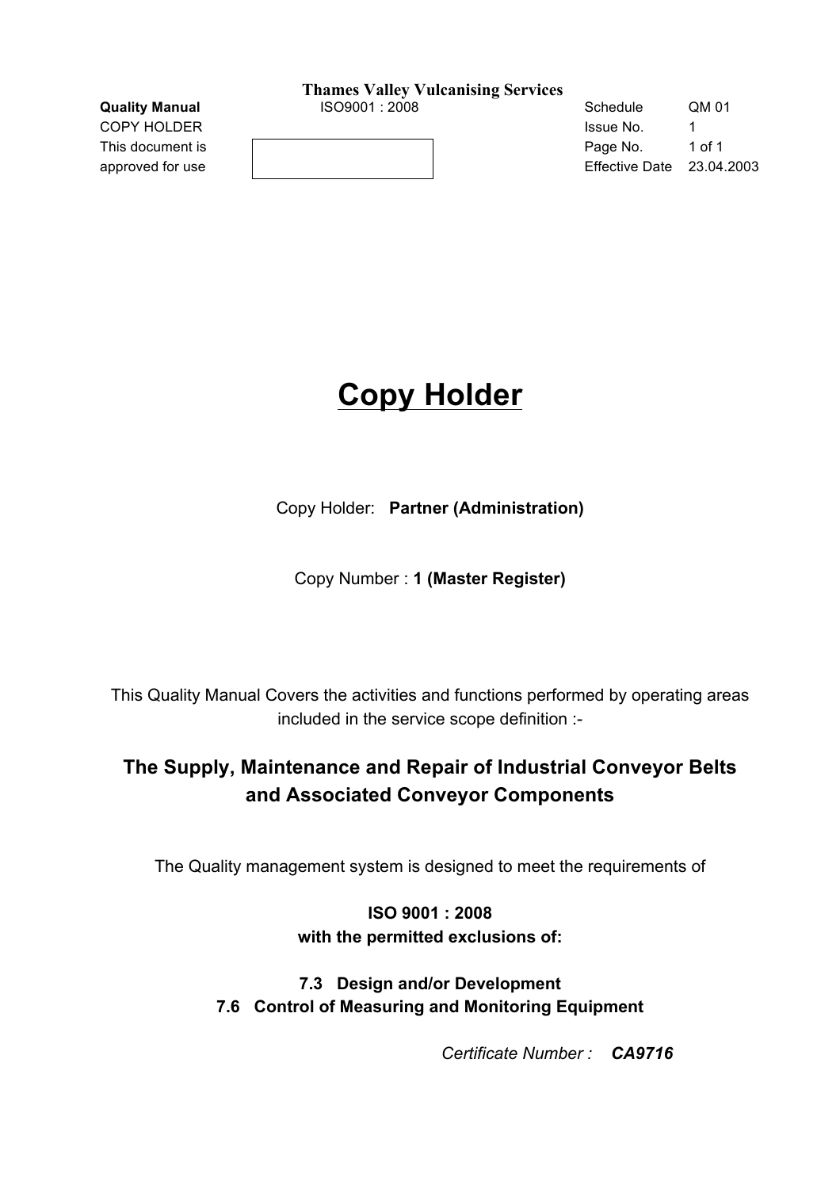# Copy Holder

Copy Holder: **Partner (Administration)**

Copy Number : **1 (Master Register)**

This Quality Manual Covers the activities and functions performed by operating areas included in the service scope definition :-

## The Supply, Maintenance and Repair of Industrial Conveyor Belts and Associated Conveyor Components

The Quality management system is designed to meet the requirements of

**ISO 9001 : 2008**
**with the permitted exclusions of:**

**7.3 Design and/or Development**
**7.6 Control of Measuring and Monitoring Equipment**

*Certificate Number :* ***CA9716***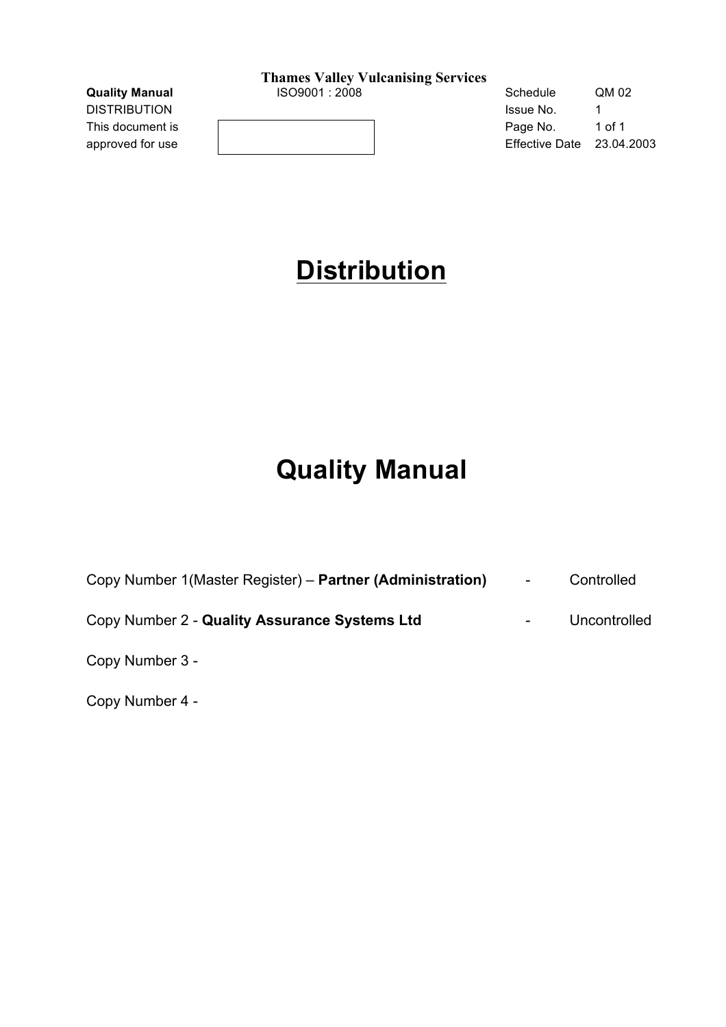# Distribution

# Quality Manual

Copy Number 1(Master Register) – **Partner (Administration)** - Controlled

Copy Number 2 - **Quality Assurance Systems Ltd** - Uncontrolled

Copy Number 3 -

Copy Number 4 -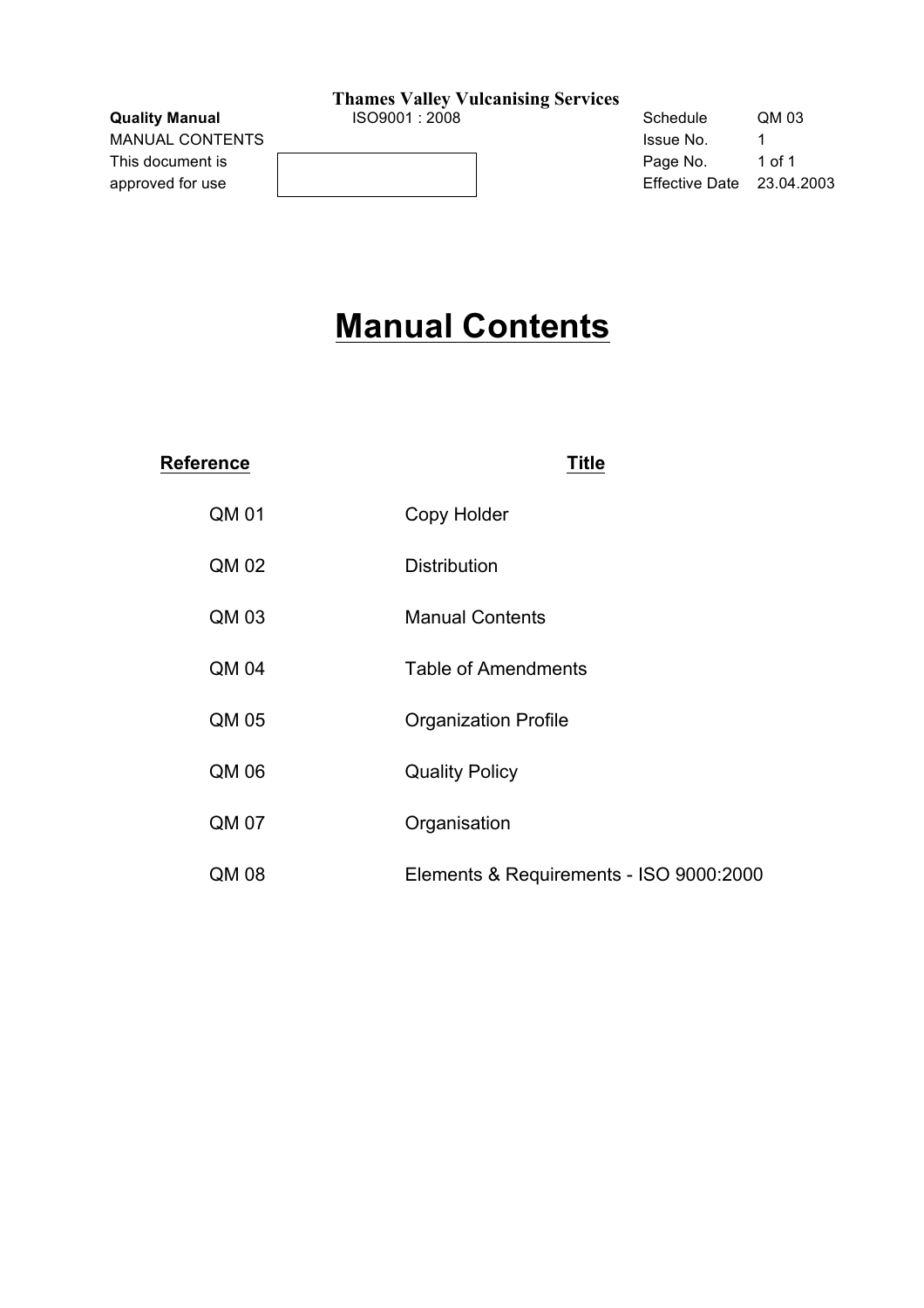# Manual Contents

| Reference | Title |
|---|---|
| QM 01 | Copy Holder |
| QM 02 | Distribution |
| QM 03 | Manual Contents |
| QM 04 | Table of Amendments |
| QM 05 | Organization Profile |
| QM 06 | Quality Policy |
| QM 07 | Organisation |
| QM 08 | Elements & Requirements - ISO 9000:2000 |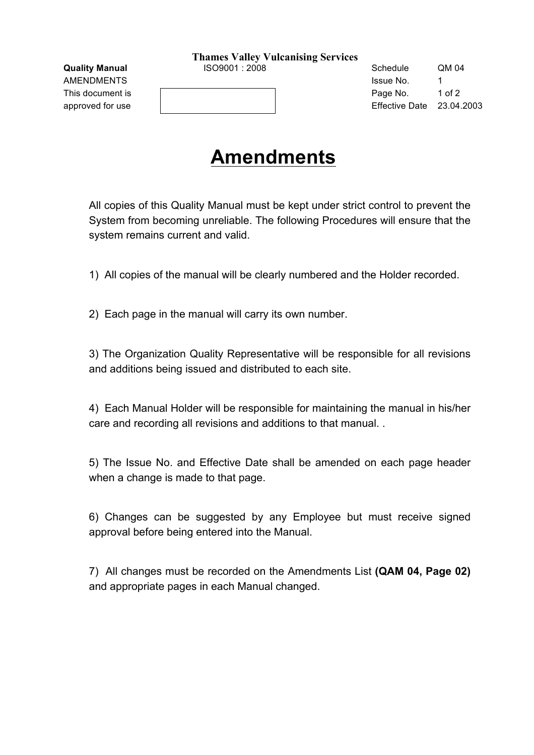# Amendments

All copies of this Quality Manual must be kept under strict control to prevent the System from becoming unreliable. The following Procedures will ensure that the system remains current and valid.

1) All copies of the manual will be clearly numbered and the Holder recorded.

2) Each page in the manual will carry its own number.

3) The Organization Quality Representative will be responsible for all revisions and additions being issued and distributed to each site.

4) Each Manual Holder will be responsible for maintaining the manual in his/her care and recording all revisions and additions to that manual. .

5) The Issue No. and Effective Date shall be amended on each page header when a change is made to that page.

6) Changes can be suggested by any Employee but must receive signed approval before being entered into the Manual.

7) All changes must be recorded on the Amendments List **(QAM 04, Page 02)** and appropriate pages in each Manual changed.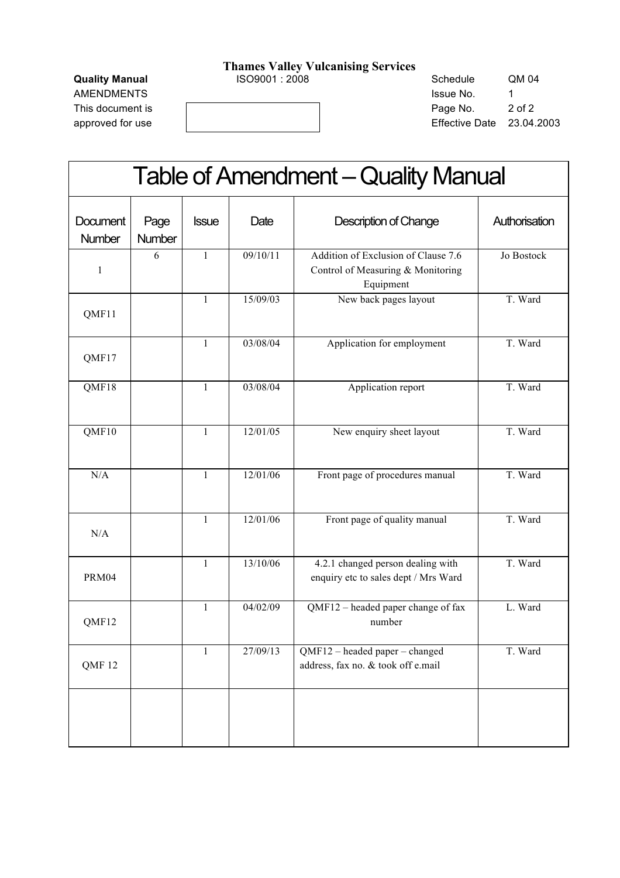**Thames Valley Vulcanising Services**

| | | | |
|---|---|---|---|
| **Quality Manual** | ISO9001 : 2008 | Schedule | QM 04 |
| AMENDMENTS | | Issue No. | 1 |
| This document is approved for use | | Page No. | 2 of 2 |
| | | Effective Date | 23.04.2003 |

# Table of Amendment – Quality Manual

| Document Number | Page Number | Issue | Date | Description of Change | Authorisation |
|---|---|---|---|---|---|
| 1 | 6 | 1 | 09/10/11 | Addition of Exclusion of Clause 7.6 Control of Measuring & Monitoring Equipment | Jo Bostock |
| QMF11 | | 1 | 15/09/03 | New back pages layout | T. Ward |
| QMF17 | | 1 | 03/08/04 | Application for employment | T. Ward |
| QMF18 | | 1 | 03/08/04 | Application report | T. Ward |
| QMF10 | | 1 | 12/01/05 | New enquiry sheet layout | T. Ward |
| N/A | | 1 | 12/01/06 | Front page of procedures manual | T. Ward |
| N/A | | 1 | 12/01/06 | Front page of quality manual | T. Ward |
| PRM04 | | 1 | 13/10/06 | 4.2.1 changed person dealing with enquiry etc to sales dept / Mrs Ward | T. Ward |
| QMF12 | | 1 | 04/02/09 | QMF12 – headed paper change of fax number | L. Ward |
| QMF 12 | | 1 | 27/09/13 | QMF12 – headed paper – changed address, fax no. & took off e.mail | T. Ward |
| | | | | | |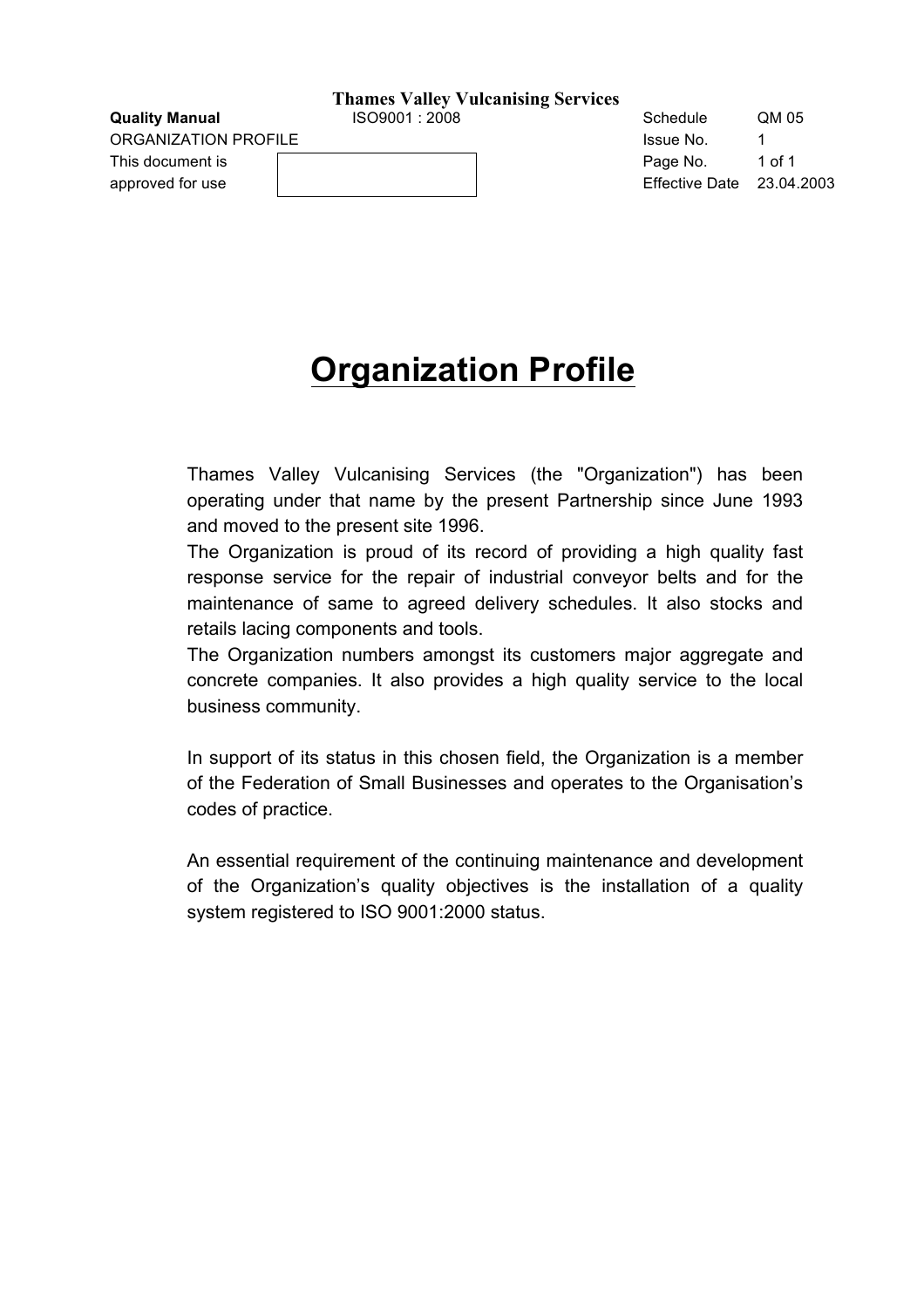# Organization Profile

Thames Valley Vulcanising Services (the "Organization") has been operating under that name by the present Partnership since June 1993 and moved to the present site 1996.

The Organization is proud of its record of providing a high quality fast response service for the repair of industrial conveyor belts and for the maintenance of same to agreed delivery schedules. It also stocks and retails lacing components and tools.

The Organization numbers amongst its customers major aggregate and concrete companies. It also provides a high quality service to the local business community.

In support of its status in this chosen field, the Organization is a member of the Federation of Small Businesses and operates to the Organisation's codes of practice.

An essential requirement of the continuing maintenance and development of the Organization's quality objectives is the installation of a quality system registered to ISO 9001:2000 status.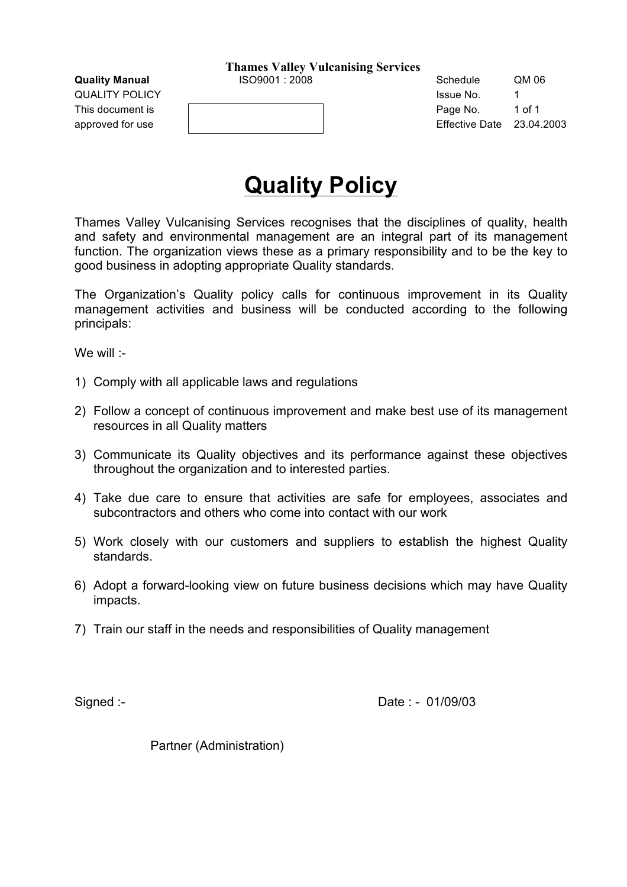# Thames Valley Vulcanising Services

| **Quality Manual** | ISO9001 : 2008 | Schedule | QM 06 |
|---|---|---|---|
| QUALITY POLICY | | Issue No. | 1 |
| This document is approved for use | | Page No. | 1 of 1 |
| | | Effective Date | 23.04.2003 |

## Quality Policy

Thames Valley Vulcanising Services recognises that the disciplines of quality, health and safety and environmental management are an integral part of its management function. The organization views these as a primary responsibility and to be the key to good business in adopting appropriate Quality standards.

The Organization's Quality policy calls for continuous improvement in its Quality management activities and business will be conducted according to the following principals:

We will :-

1) Comply with all applicable laws and regulations
2) Follow a concept of continuous improvement and make best use of its management resources in all Quality matters
3) Communicate its Quality objectives and its performance against these objectives throughout the organization and to interested parties.
4) Take due care to ensure that activities are safe for employees, associates and subcontractors and others who come into contact with our work
5) Work closely with our customers and suppliers to establish the highest Quality standards.
6) Adopt a forward-looking view on future business decisions which may have Quality impacts.
7) Train our staff in the needs and responsibilities of Quality management

Signed :-

Date : - 01/09/03

Partner (Administration)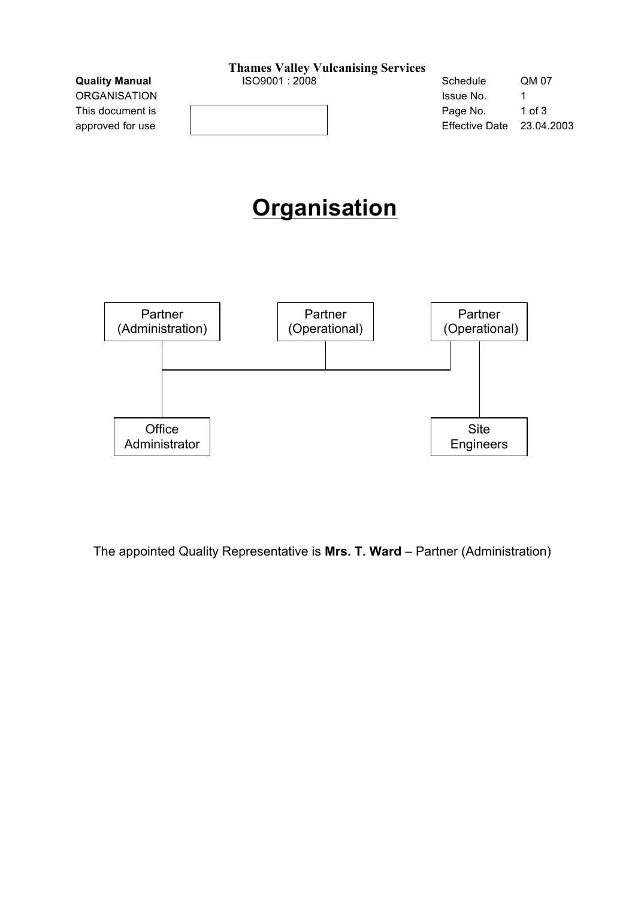# Organisation

- Partner (Administration)
  - Office Administrator
- Partner (Operational)
- Partner (Operational)
  - Site Engineers

The appointed Quality Representative is **Mrs. T. Ward** – Partner (Administration)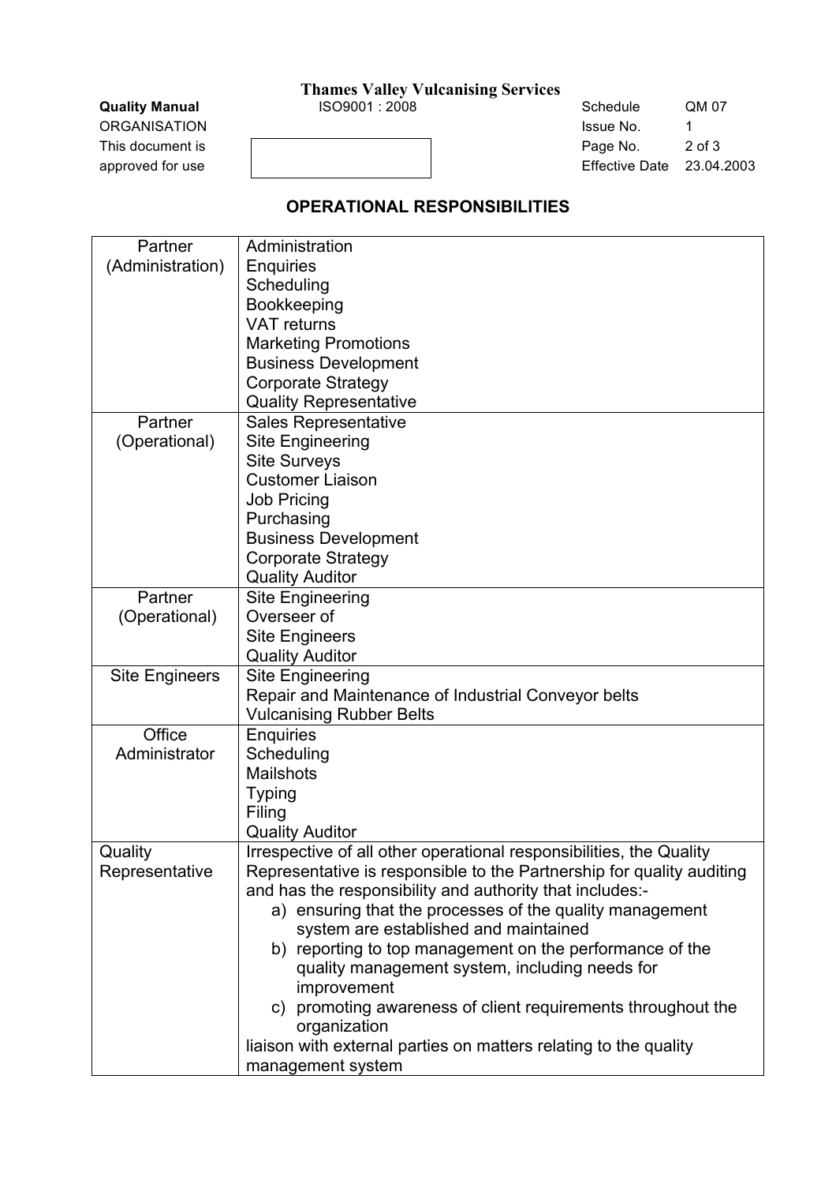## OPERATIONAL RESPONSIBILITIES

| | |
|---|---|
| Partner (Administration) | Administration<br>Enquiries<br>Scheduling<br>Bookkeeping<br>VAT returns<br>Marketing Promotions<br>Business Development<br>Corporate Strategy<br>Quality Representative |
| Partner (Operational) | Sales Representative<br>Site Engineering<br>Site Surveys<br>Customer Liaison<br>Job Pricing<br>Purchasing<br>Business Development<br>Corporate Strategy<br>Quality Auditor |
| Partner (Operational) | Site Engineering<br>Overseer of<br>Site Engineers<br>Quality Auditor |
| Site Engineers | Site Engineering<br>Repair and Maintenance of Industrial Conveyor belts<br>Vulcanising Rubber Belts |
| Office Administrator | Enquiries<br>Scheduling<br>Mailshots<br>Typing<br>Filing<br>Quality Auditor |
| Quality Representative | Irrespective of all other operational responsibilities, the Quality Representative is responsible to the Partnership for quality auditing and has the responsibility and authority that includes:-<br>a) ensuring that the processes of the quality management system are established and maintained<br>b) reporting to top management on the performance of the quality management system, including needs for improvement<br>c) promoting awareness of client requirements throughout the organization<br>liaison with external parties on matters relating to the quality management system |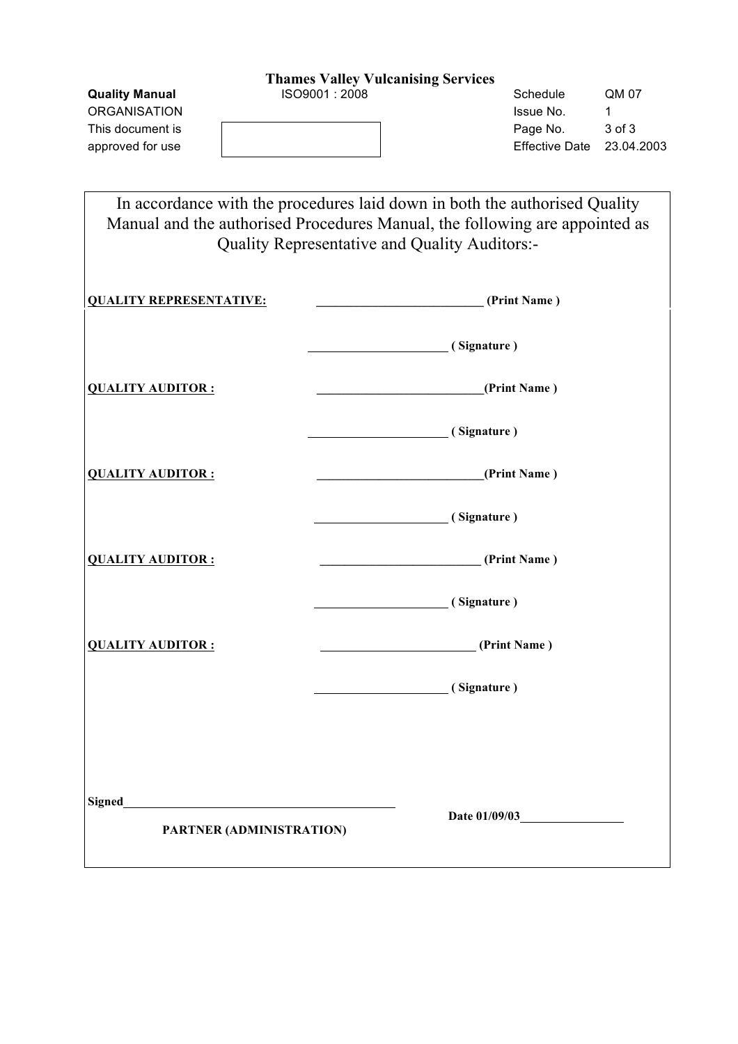**Thames Valley Vulcanising Services**

| **Quality Manual** | ISO9001 : 2008 | Schedule | QM 07 |
|---|---|---|---|
| ORGANISATION | | Issue No. | 1 |
| This document is approved for use | | Page No. | 3 of 3 |
| | | Effective Date | 23.04.2003 |

In accordance with the procedures laid down in both the authorised Quality Manual and the authorised Procedures Manual, the following are appointed as Quality Representative and Quality Auditors:-

**QUALITY REPRESENTATIVE:** ______________________ **(Print Name )**

______________________ **( Signature )**

**QUALITY AUDITOR :** ______________________ **(Print Name )**

______________________ **( Signature )**

**QUALITY AUDITOR :** ______________________ **(Print Name )**

______________________ **( Signature )**

**QUALITY AUDITOR :** ______________________ **(Print Name )**

______________________ **( Signature )**

**QUALITY AUDITOR :** ______________________ **(Print Name )**

______________________ **( Signature )**

**Signed**______________________________

**PARTNER (ADMINISTRATION)**

**Date 01/09/03**______________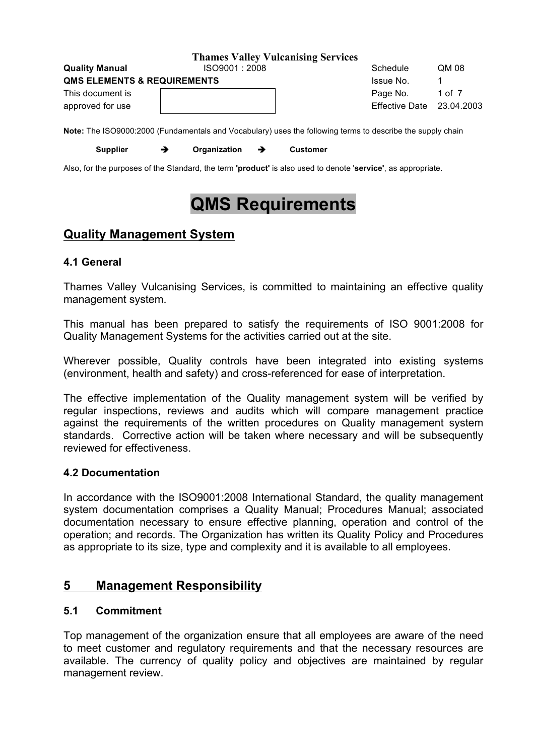**Note:** The ISO9000:2000 (Fundamentals and Vocabulary) uses the following terms to describe the supply chain

**Supplier** ➔ **Organization** ➔ **Customer**

Also, for the purposes of the Standard, the term **'product'** is also used to denote '**service'**, as appropriate.

# QMS Requirements

## Quality Management System

### 4.1 General

Thames Valley Vulcanising Services, is committed to maintaining an effective quality management system.

This manual has been prepared to satisfy the requirements of ISO 9001:2008 for Quality Management Systems for the activities carried out at the site.

Wherever possible, Quality controls have been integrated into existing systems (environment, health and safety) and cross-referenced for ease of interpretation.

The effective implementation of the Quality management system will be verified by regular inspections, reviews and audits which will compare management practice against the requirements of the written procedures on Quality management system standards. Corrective action will be taken where necessary and will be subsequently reviewed for effectiveness.

### 4.2 Documentation

In accordance with the ISO9001:2008 International Standard, the quality management system documentation comprises a Quality Manual; Procedures Manual; associated documentation necessary to ensure effective planning, operation and control of the operation; and records. The Organization has written its Quality Policy and Procedures as appropriate to its size, type and complexity and it is available to all employees.

## 5 Management Responsibility

### 5.1 Commitment

Top management of the organization ensure that all employees are aware of the need to meet customer and regulatory requirements and that the necessary resources are available. The currency of quality policy and objectives are maintained by regular management review.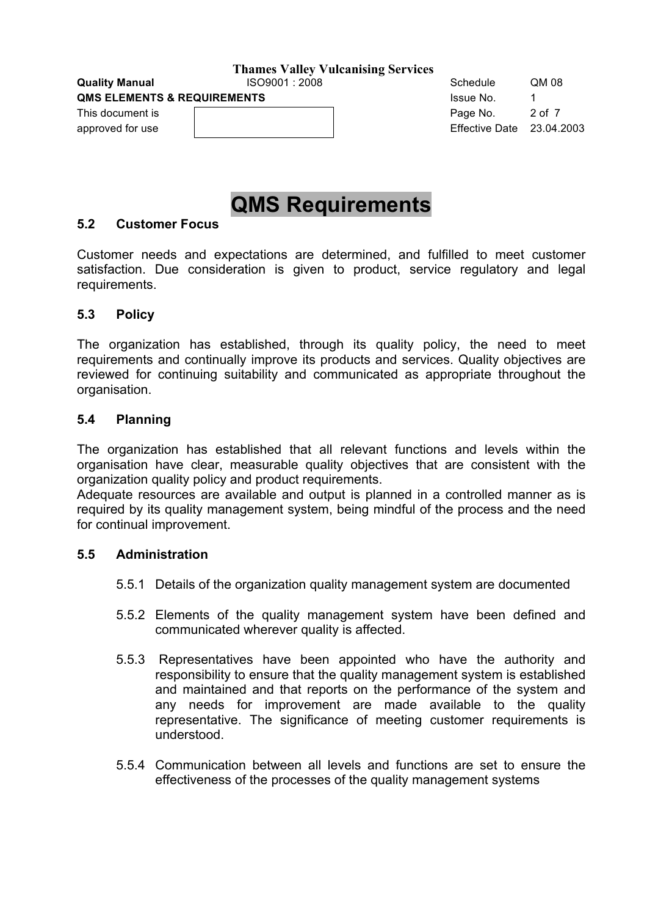# QMS Requirements

## 5.2 Customer Focus

Customer needs and expectations are determined, and fulfilled to meet customer satisfaction. Due consideration is given to product, service regulatory and legal requirements.

## 5.3 Policy

The organization has established, through its quality policy, the need to meet requirements and continually improve its products and services. Quality objectives are reviewed for continuing suitability and communicated as appropriate throughout the organisation.

## 5.4 Planning

The organization has established that all relevant functions and levels within the organisation have clear, measurable quality objectives that are consistent with the organization quality policy and product requirements.
Adequate resources are available and output is planned in a controlled manner as is required by its quality management system, being mindful of the process and the need for continual improvement.

## 5.5 Administration

5.5.1 Details of the organization quality management system are documented

5.5.2 Elements of the quality management system have been defined and communicated wherever quality is affected.

5.5.3 Representatives have been appointed who have the authority and responsibility to ensure that the quality management system is established and maintained and that reports on the performance of the system and any needs for improvement are made available to the quality representative. The significance of meeting customer requirements is understood.

5.5.4 Communication between all levels and functions are set to ensure the effectiveness of the processes of the quality management systems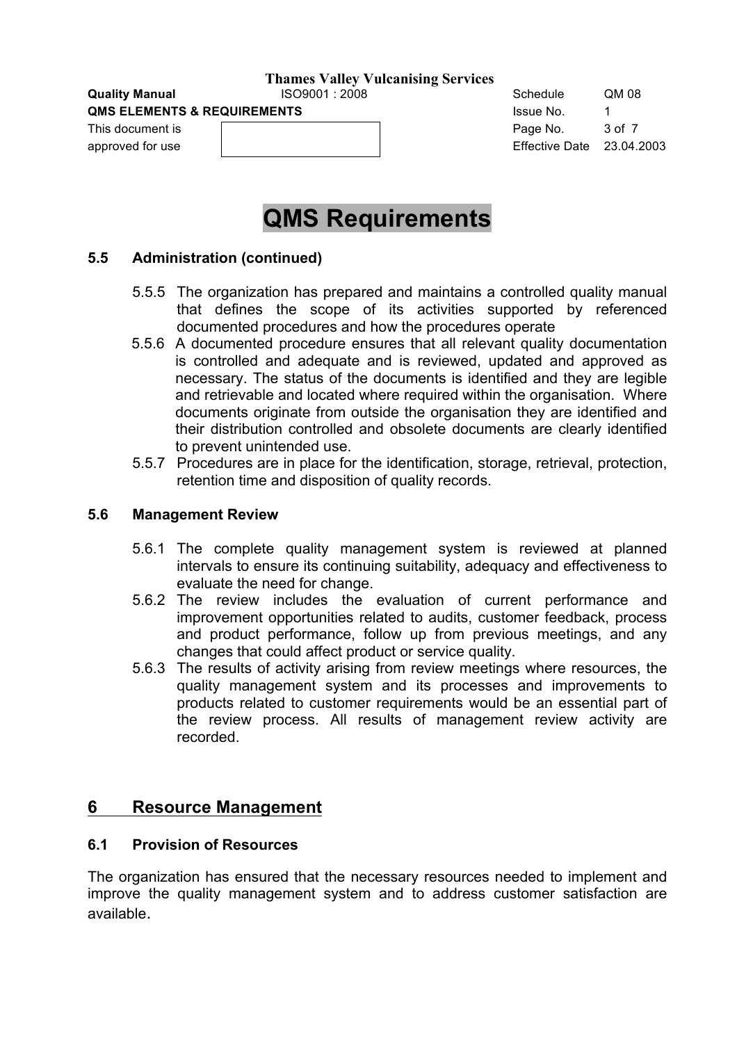# QMS Requirements

### 5.5 Administration (continued)

5.5.5 The organization has prepared and maintains a controlled quality manual that defines the scope of its activities supported by referenced documented procedures and how the procedures operate

5.5.6 A documented procedure ensures that all relevant quality documentation is controlled and adequate and is reviewed, updated and approved as necessary. The status of the documents is identified and they are legible and retrievable and located where required within the organisation. Where documents originate from outside the organisation they are identified and their distribution controlled and obsolete documents are clearly identified to prevent unintended use.

5.5.7 Procedures are in place for the identification, storage, retrieval, protection, retention time and disposition of quality records.

### 5.6 Management Review

5.6.1 The complete quality management system is reviewed at planned intervals to ensure its continuing suitability, adequacy and effectiveness to evaluate the need for change.

5.6.2 The review includes the evaluation of current performance and improvement opportunities related to audits, customer feedback, process and product performance, follow up from previous meetings, and any changes that could affect product or service quality.

5.6.3 The results of activity arising from review meetings where resources, the quality management system and its processes and improvements to products related to customer requirements would be an essential part of the review process. All results of management review activity are recorded.

## 6 Resource Management

### 6.1 Provision of Resources

The organization has ensured that the necessary resources needed to implement and improve the quality management system and to address customer satisfaction are available.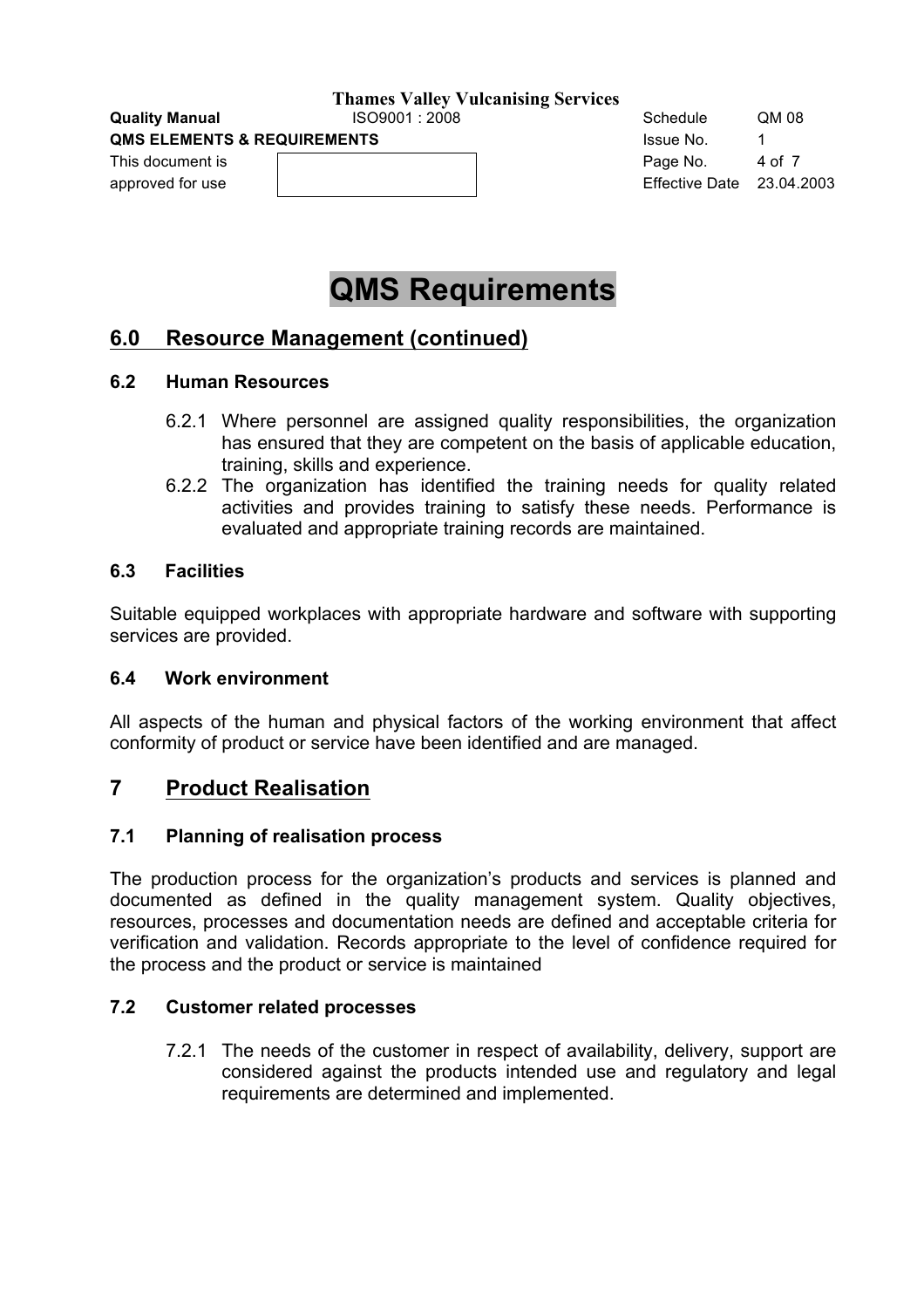# QMS Requirements

## 6.0 Resource Management (continued)

### 6.2 Human Resources

6.2.1 Where personnel are assigned quality responsibilities, the organization has ensured that they are competent on the basis of applicable education, training, skills and experience.

6.2.2 The organization has identified the training needs for quality related activities and provides training to satisfy these needs. Performance is evaluated and appropriate training records are maintained.

### 6.3 Facilities

Suitable equipped workplaces with appropriate hardware and software with supporting services are provided.

### 6.4 Work environment

All aspects of the human and physical factors of the working environment that affect conformity of product or service have been identified and are managed.

## 7 Product Realisation

### 7.1 Planning of realisation process

The production process for the organization's products and services is planned and documented as defined in the quality management system. Quality objectives, resources, processes and documentation needs are defined and acceptable criteria for verification and validation. Records appropriate to the level of confidence required for the process and the product or service is maintained

### 7.2 Customer related processes

7.2.1 The needs of the customer in respect of availability, delivery, support are considered against the products intended use and regulatory and legal requirements are determined and implemented.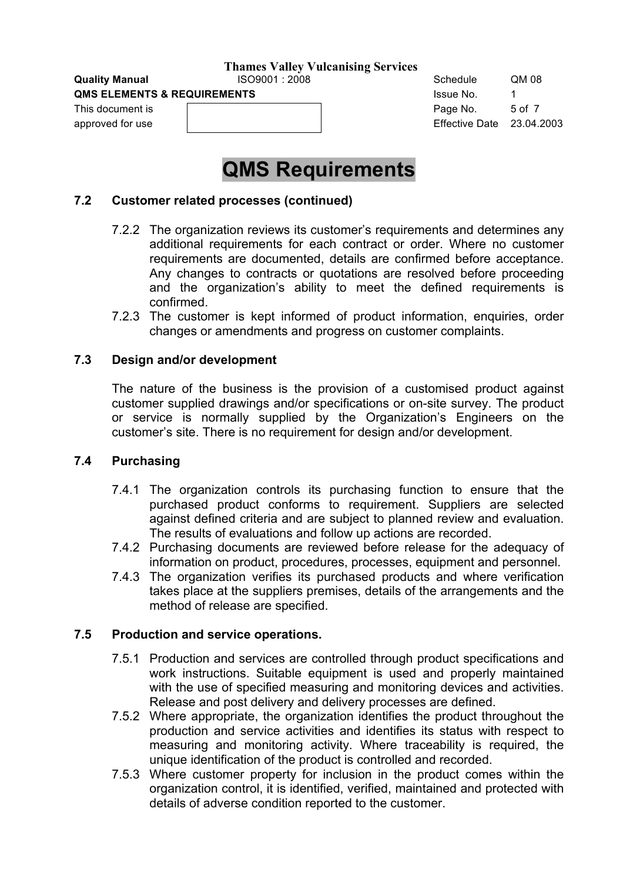# QMS Requirements

## 7.2 Customer related processes (continued)

7.2.2 The organization reviews its customer's requirements and determines any additional requirements for each contract or order. Where no customer requirements are documented, details are confirmed before acceptance. Any changes to contracts or quotations are resolved before proceeding and the organization's ability to meet the defined requirements is confirmed.

7.2.3 The customer is kept informed of product information, enquiries, order changes or amendments and progress on customer complaints.

## 7.3 Design and/or development

The nature of the business is the provision of a customised product against customer supplied drawings and/or specifications or on-site survey. The product or service is normally supplied by the Organization's Engineers on the customer's site. There is no requirement for design and/or development.

## 7.4 Purchasing

7.4.1 The organization controls its purchasing function to ensure that the purchased product conforms to requirement. Suppliers are selected against defined criteria and are subject to planned review and evaluation. The results of evaluations and follow up actions are recorded.

7.4.2 Purchasing documents are reviewed before release for the adequacy of information on product, procedures, processes, equipment and personnel.

7.4.3 The organization verifies its purchased products and where verification takes place at the suppliers premises, details of the arrangements and the method of release are specified.

## 7.5 Production and service operations.

7.5.1 Production and services are controlled through product specifications and work instructions. Suitable equipment is used and properly maintained with the use of specified measuring and monitoring devices and activities. Release and post delivery and delivery processes are defined.

7.5.2 Where appropriate, the organization identifies the product throughout the production and service activities and identifies its status with respect to measuring and monitoring activity. Where traceability is required, the unique identification of the product is controlled and recorded.

7.5.3 Where customer property for inclusion in the product comes within the organization control, it is identified, verified, maintained and protected with details of adverse condition reported to the customer.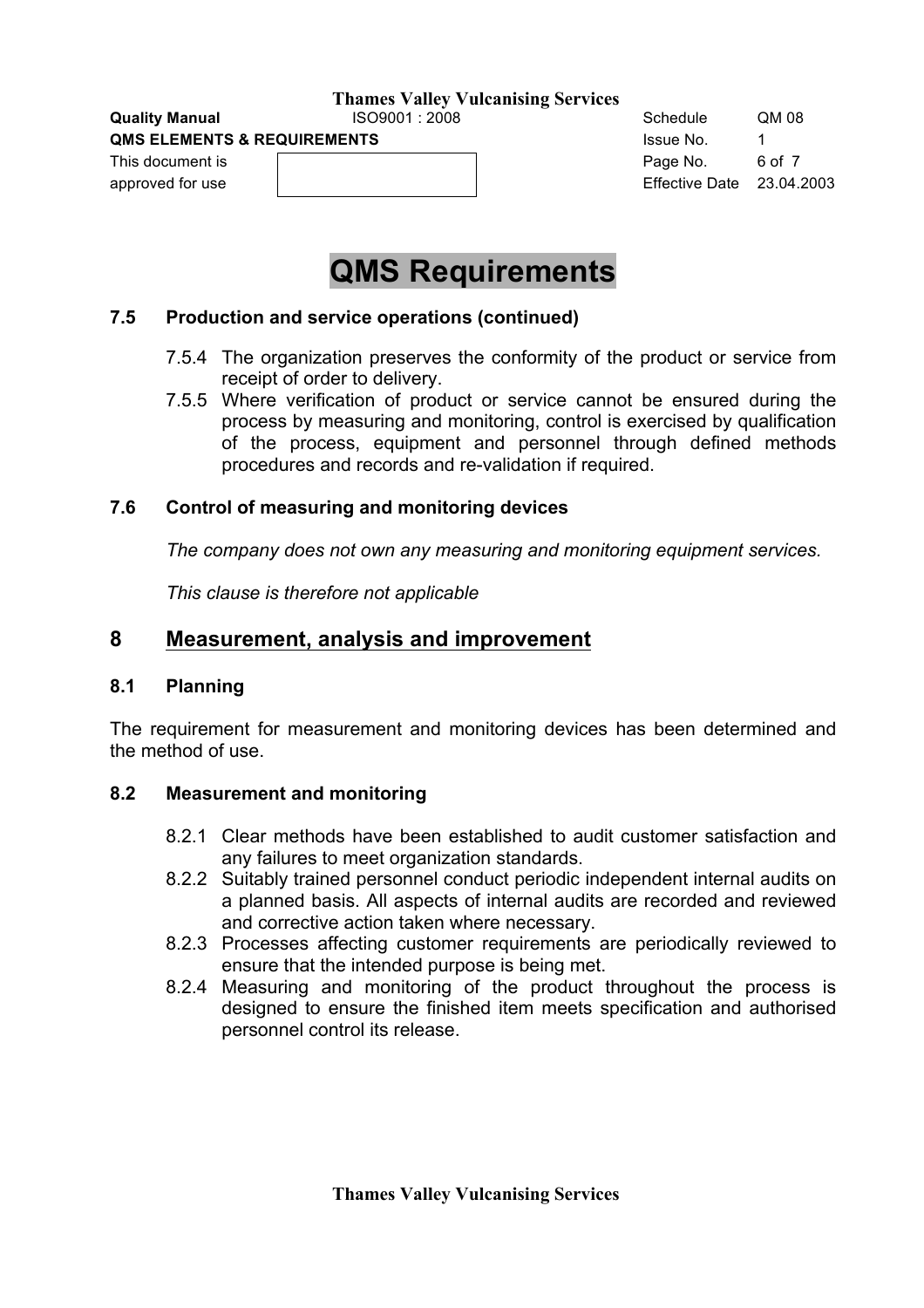# QMS Requirements

## 7.5 Production and service operations (continued)

- 7.5.4 The organization preserves the conformity of the product or service from receipt of order to delivery.
- 7.5.5 Where verification of product or service cannot be ensured during the process by measuring and monitoring, control is exercised by qualification of the process, equipment and personnel through defined methods procedures and records and re-validation if required.

## 7.6 Control of measuring and monitoring devices

*The company does not own any measuring and monitoring equipment services.*

*This clause is therefore not applicable*

# 8 Measurement, analysis and improvement

## 8.1 Planning

The requirement for measurement and monitoring devices has been determined and the method of use.

## 8.2 Measurement and monitoring

- 8.2.1 Clear methods have been established to audit customer satisfaction and any failures to meet organization standards.
- 8.2.2 Suitably trained personnel conduct periodic independent internal audits on a planned basis. All aspects of internal audits are recorded and reviewed and corrective action taken where necessary.
- 8.2.3 Processes affecting customer requirements are periodically reviewed to ensure that the intended purpose is being met.
- 8.2.4 Measuring and monitoring of the product throughout the process is designed to ensure the finished item meets specification and authorised personnel control its release.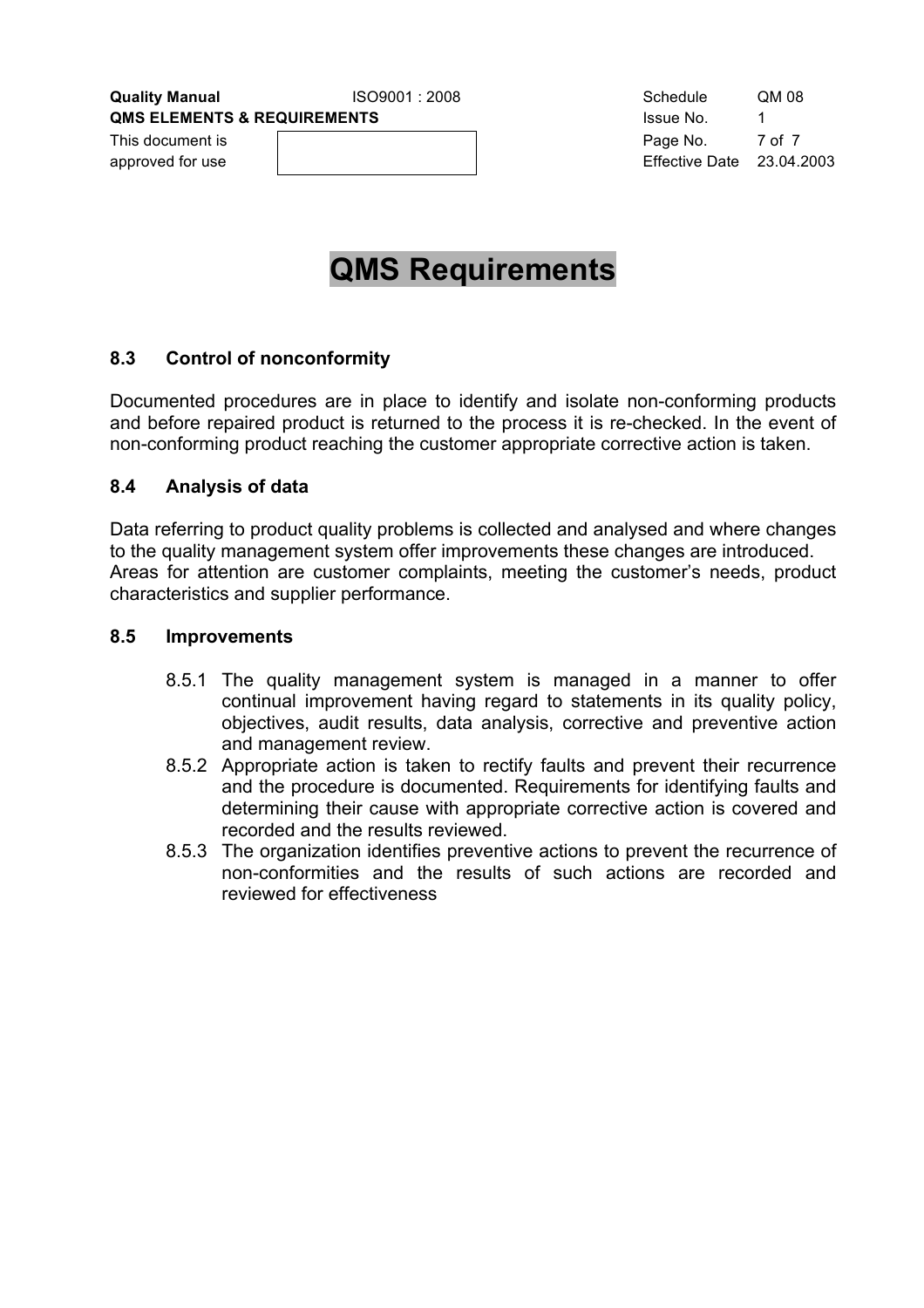# QMS Requirements

## 8.3 Control of nonconformity

Documented procedures are in place to identify and isolate non-conforming products and before repaired product is returned to the process it is re-checked. In the event of non-conforming product reaching the customer appropriate corrective action is taken.

## 8.4 Analysis of data

Data referring to product quality problems is collected and analysed and where changes to the quality management system offer improvements these changes are introduced. Areas for attention are customer complaints, meeting the customer's needs, product characteristics and supplier performance.

## 8.5 Improvements

8.5.1 The quality management system is managed in a manner to offer continual improvement having regard to statements in its quality policy, objectives, audit results, data analysis, corrective and preventive action and management review.

8.5.2 Appropriate action is taken to rectify faults and prevent their recurrence and the procedure is documented. Requirements for identifying faults and determining their cause with appropriate corrective action is covered and recorded and the results reviewed.

8.5.3 The organization identifies preventive actions to prevent the recurrence of non-conformities and the results of such actions are recorded and reviewed for effectiveness